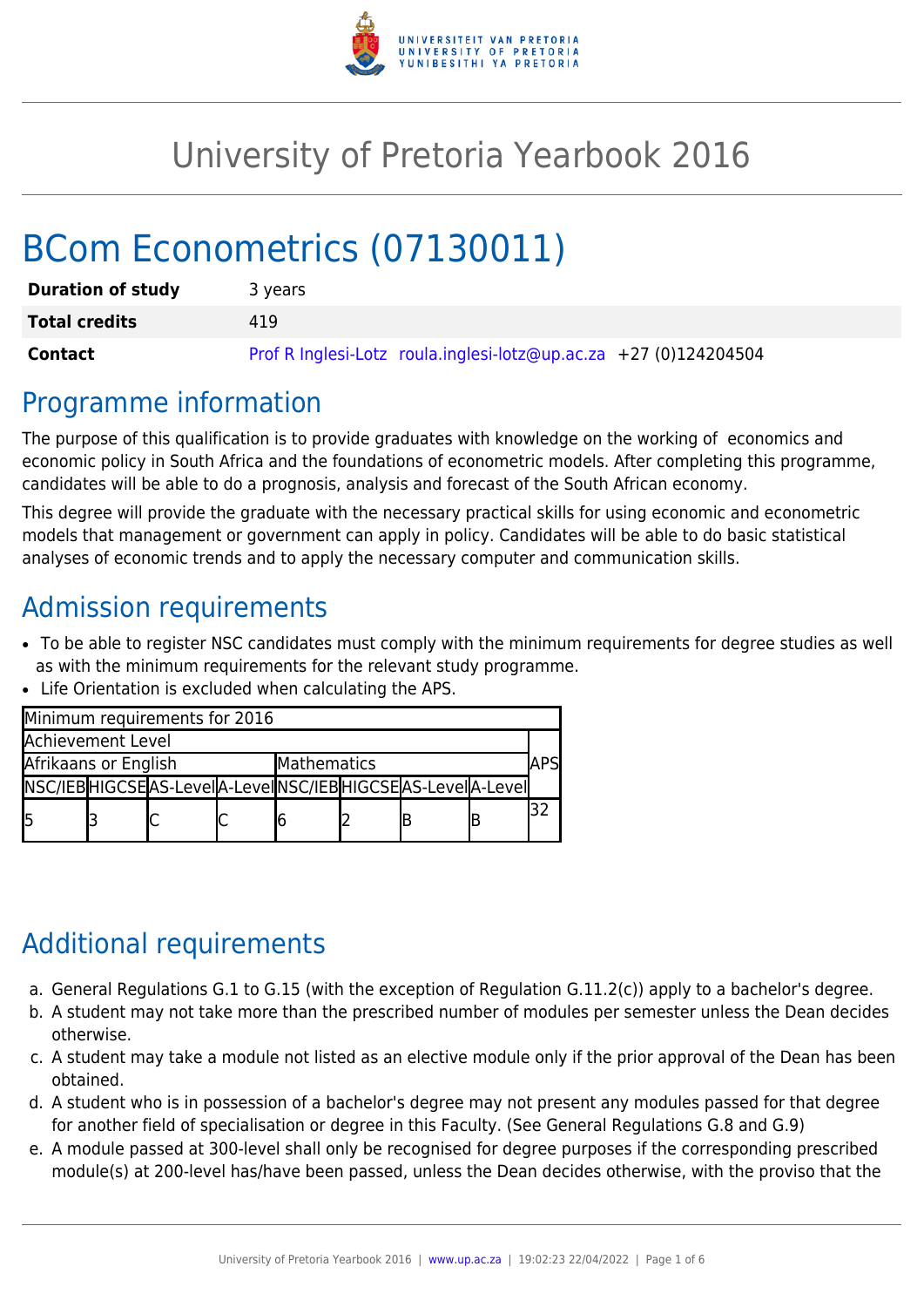# University of Pretoria Yearbook 2016

# BCom Econometrics (07130011)

| | |
|---|---|
| **Duration of study** | 3 years |
| **Total credits** | 419 |
| **Contact** | Prof R Inglesi-Lotz roula.inglesi-lotz@up.ac.za +27 (0)124204504 |

## Programme information

The purpose of this qualification is to provide graduates with knowledge on the working of economics and economic policy in South Africa and the foundations of econometric models. After completing this programme, candidates will be able to do a prognosis, analysis and forecast of the South African economy.

This degree will provide the graduate with the necessary practical skills for using economic and econometric models that management or government can apply in policy. Candidates will be able to do basic statistical analyses of economic trends and to apply the necessary computer and communication skills.

## Admission requirements

- To be able to register NSC candidates must comply with the minimum requirements for degree studies as well as with the minimum requirements for the relevant study programme.
- Life Orientation is excluded when calculating the APS.

| Minimum requirements for 2016 | | | | | | | | |
|---|---|---|---|---|---|---|---|---|
| Achievement Level | | | | | | | | APS |
| Afrikaans or English | | | | Mathematics | | | | |
| NSC/IEB | HIGCSE | AS-Level | A-Level | NSC/IEB | HIGCSE | AS-Level | A-Level | |
| 5 | 3 | C | C | 6 | 2 | B | B | 32 |

## Additional requirements

a. General Regulations G.1 to G.15 (with the exception of Regulation G.11.2(c)) apply to a bachelor's degree.
b. A student may not take more than the prescribed number of modules per semester unless the Dean decides otherwise.
c. A student may take a module not listed as an elective module only if the prior approval of the Dean has been obtained.
d. A student who is in possession of a bachelor's degree may not present any modules passed for that degree for another field of specialisation or degree in this Faculty. (See General Regulations G.8 and G.9)
e. A module passed at 300-level shall only be recognised for degree purposes if the corresponding prescribed module(s) at 200-level has/have been passed, unless the Dean decides otherwise, with the proviso that the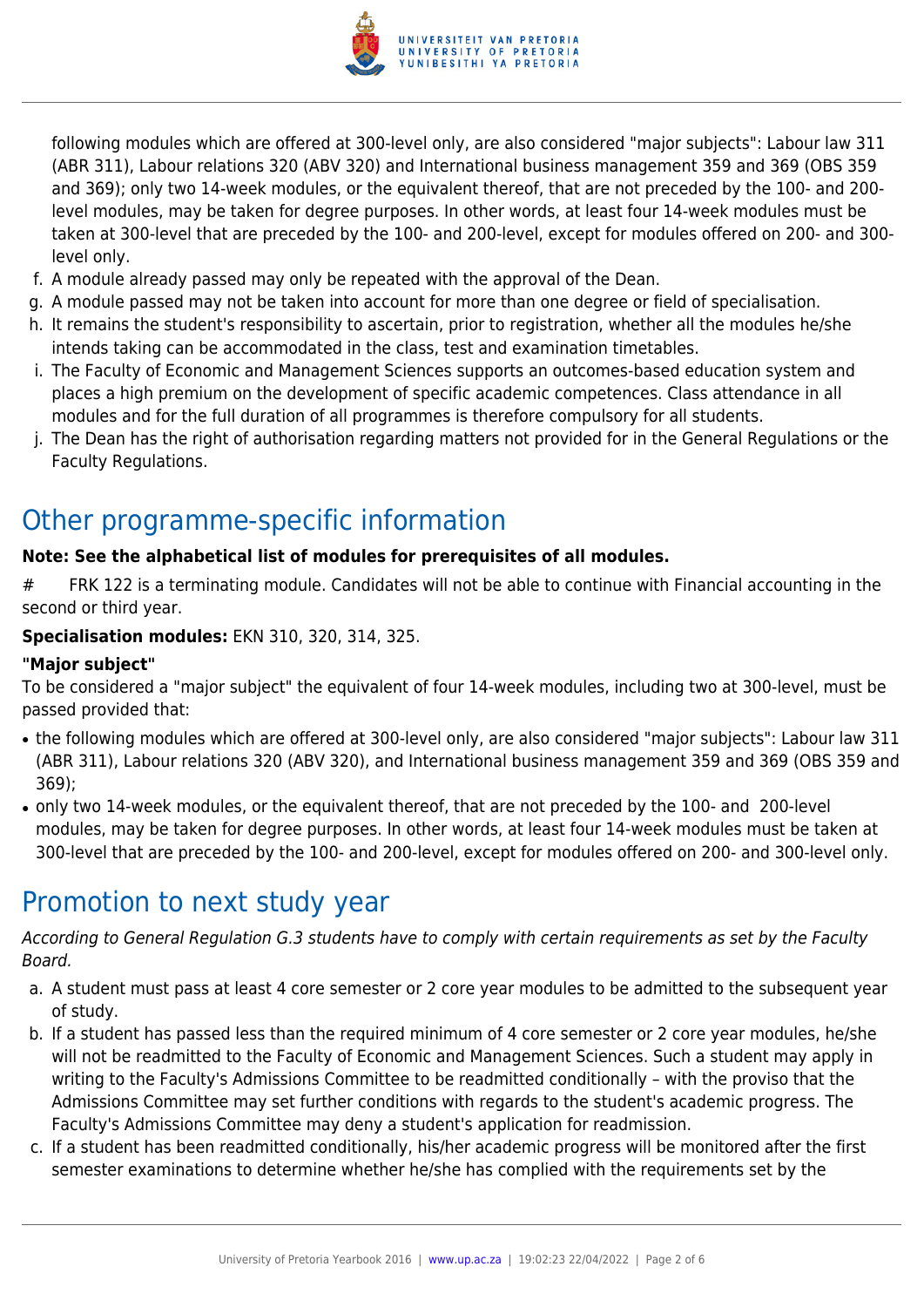following modules which are offered at 300-level only, are also considered "major subjects": Labour law 311 (ABR 311), Labour relations 320 (ABV 320) and International business management 359 and 369 (OBS 359 and 369); only two 14-week modules, or the equivalent thereof, that are not preceded by the 100- and 200-level modules, may be taken for degree purposes. In other words, at least four 14-week modules must be taken at 300-level that are preceded by the 100- and 200-level, except for modules offered on 200- and 300-level only.

f. A module already passed may only be repeated with the approval of the Dean.
g. A module passed may not be taken into account for more than one degree or field of specialisation.
h. It remains the student's responsibility to ascertain, prior to registration, whether all the modules he/she intends taking can be accommodated in the class, test and examination timetables.
i. The Faculty of Economic and Management Sciences supports an outcomes-based education system and places a high premium on the development of specific academic competences. Class attendance in all modules and for the full duration of all programmes is therefore compulsory for all students.
j. The Dean has the right of authorisation regarding matters not provided for in the General Regulations or the Faculty Regulations.

## Other programme-specific information

**Note: See the alphabetical list of modules for prerequisites of all modules.**

# FRK 122 is a terminating module. Candidates will not be able to continue with Financial accounting in the second or third year.

**Specialisation modules:** EKN 310, 320, 314, 325.

**"Major subject"**

To be considered a "major subject" the equivalent of four 14-week modules, including two at 300-level, must be passed provided that:

- the following modules which are offered at 300-level only, are also considered "major subjects": Labour law 311 (ABR 311), Labour relations 320 (ABV 320), and International business management 359 and 369 (OBS 359 and 369);
- only two 14-week modules, or the equivalent thereof, that are not preceded by the 100- and 200-level modules, may be taken for degree purposes. In other words, at least four 14-week modules must be taken at 300-level that are preceded by the 100- and 200-level, except for modules offered on 200- and 300-level only.

## Promotion to next study year

*According to General Regulation G.3 students have to comply with certain requirements as set by the Faculty Board.*

a. A student must pass at least 4 core semester or 2 core year modules to be admitted to the subsequent year of study.
b. If a student has passed less than the required minimum of 4 core semester or 2 core year modules, he/she will not be readmitted to the Faculty of Economic and Management Sciences. Such a student may apply in writing to the Faculty's Admissions Committee to be readmitted conditionally – with the proviso that the Admissions Committee may set further conditions with regards to the student's academic progress. The Faculty's Admissions Committee may deny a student's application for readmission.
c. If a student has been readmitted conditionally, his/her academic progress will be monitored after the first semester examinations to determine whether he/she has complied with the requirements set by the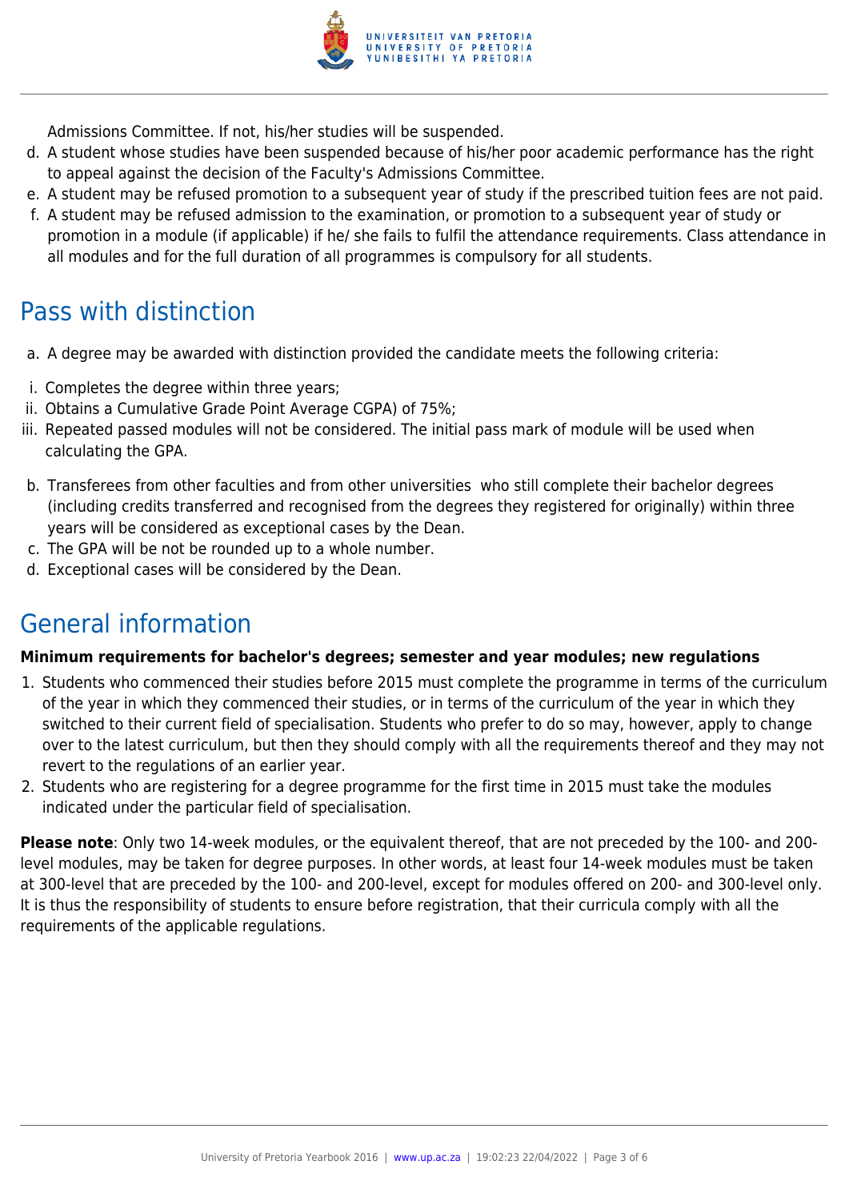Admissions Committee. If not, his/her studies will be suspended.

d. A student whose studies have been suspended because of his/her poor academic performance has the right to appeal against the decision of the Faculty's Admissions Committee.
e. A student may be refused promotion to a subsequent year of study if the prescribed tuition fees are not paid.
f. A student may be refused admission to the examination, or promotion to a subsequent year of study or promotion in a module (if applicable) if he/ she fails to fulfil the attendance requirements. Class attendance in all modules and for the full duration of all programmes is compulsory for all students.

## Pass with distinction

a. A degree may be awarded with distinction provided the candidate meets the following criteria:

i. Completes the degree within three years;
ii. Obtains a Cumulative Grade Point Average CGPA) of 75%;
iii. Repeated passed modules will not be considered. The initial pass mark of module will be used when calculating the GPA.

b. Transferees from other faculties and from other universities who still complete their bachelor degrees (including credits transferred and recognised from the degrees they registered for originally) within three years will be considered as exceptional cases by the Dean.
c. The GPA will be not be rounded up to a whole number.
d. Exceptional cases will be considered by the Dean.

## General information

**Minimum requirements for bachelor's degrees; semester and year modules; new regulations**

1. Students who commenced their studies before 2015 must complete the programme in terms of the curriculum of the year in which they commenced their studies, or in terms of the curriculum of the year in which they switched to their current field of specialisation. Students who prefer to do so may, however, apply to change over to the latest curriculum, but then they should comply with all the requirements thereof and they may not revert to the regulations of an earlier year.
2. Students who are registering for a degree programme for the first time in 2015 must take the modules indicated under the particular field of specialisation.

**Please note**: Only two 14-week modules, or the equivalent thereof, that are not preceded by the 100- and 200-level modules, may be taken for degree purposes. In other words, at least four 14-week modules must be taken at 300-level that are preceded by the 100- and 200-level, except for modules offered on 200- and 300-level only. It is thus the responsibility of students to ensure before registration, that their curricula comply with all the requirements of the applicable regulations.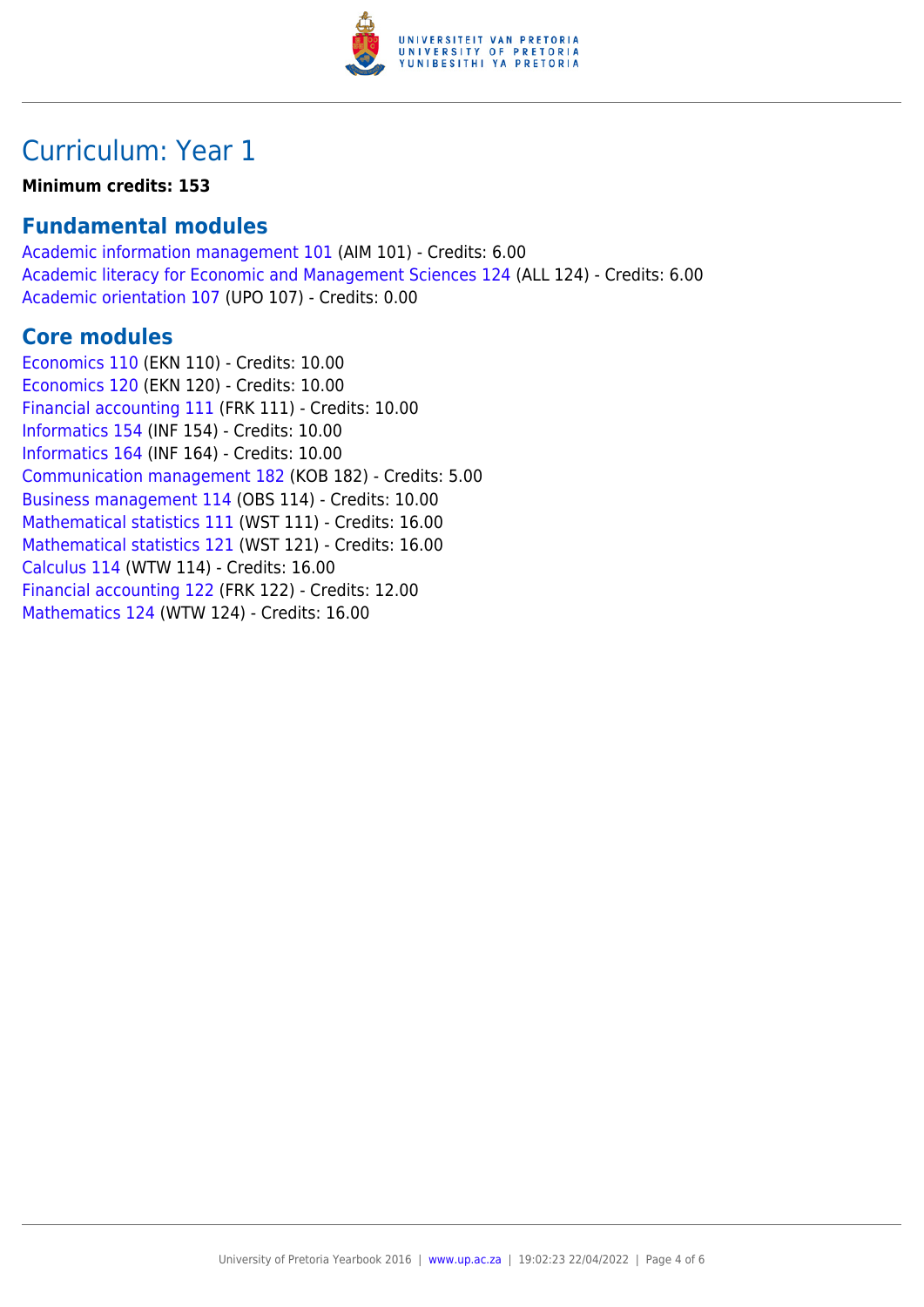# Curriculum: Year 1

**Minimum credits: 153**

## Fundamental modules

Academic information management 101 (AIM 101) - Credits: 6.00
Academic literacy for Economic and Management Sciences 124 (ALL 124) - Credits: 6.00
Academic orientation 107 (UPO 107) - Credits: 0.00

## Core modules

Economics 110 (EKN 110) - Credits: 10.00
Economics 120 (EKN 120) - Credits: 10.00
Financial accounting 111 (FRK 111) - Credits: 10.00
Informatics 154 (INF 154) - Credits: 10.00
Informatics 164 (INF 164) - Credits: 10.00
Communication management 182 (KOB 182) - Credits: 5.00
Business management 114 (OBS 114) - Credits: 10.00
Mathematical statistics 111 (WST 111) - Credits: 16.00
Mathematical statistics 121 (WST 121) - Credits: 16.00
Calculus 114 (WTW 114) - Credits: 16.00
Financial accounting 122 (FRK 122) - Credits: 12.00
Mathematics 124 (WTW 124) - Credits: 16.00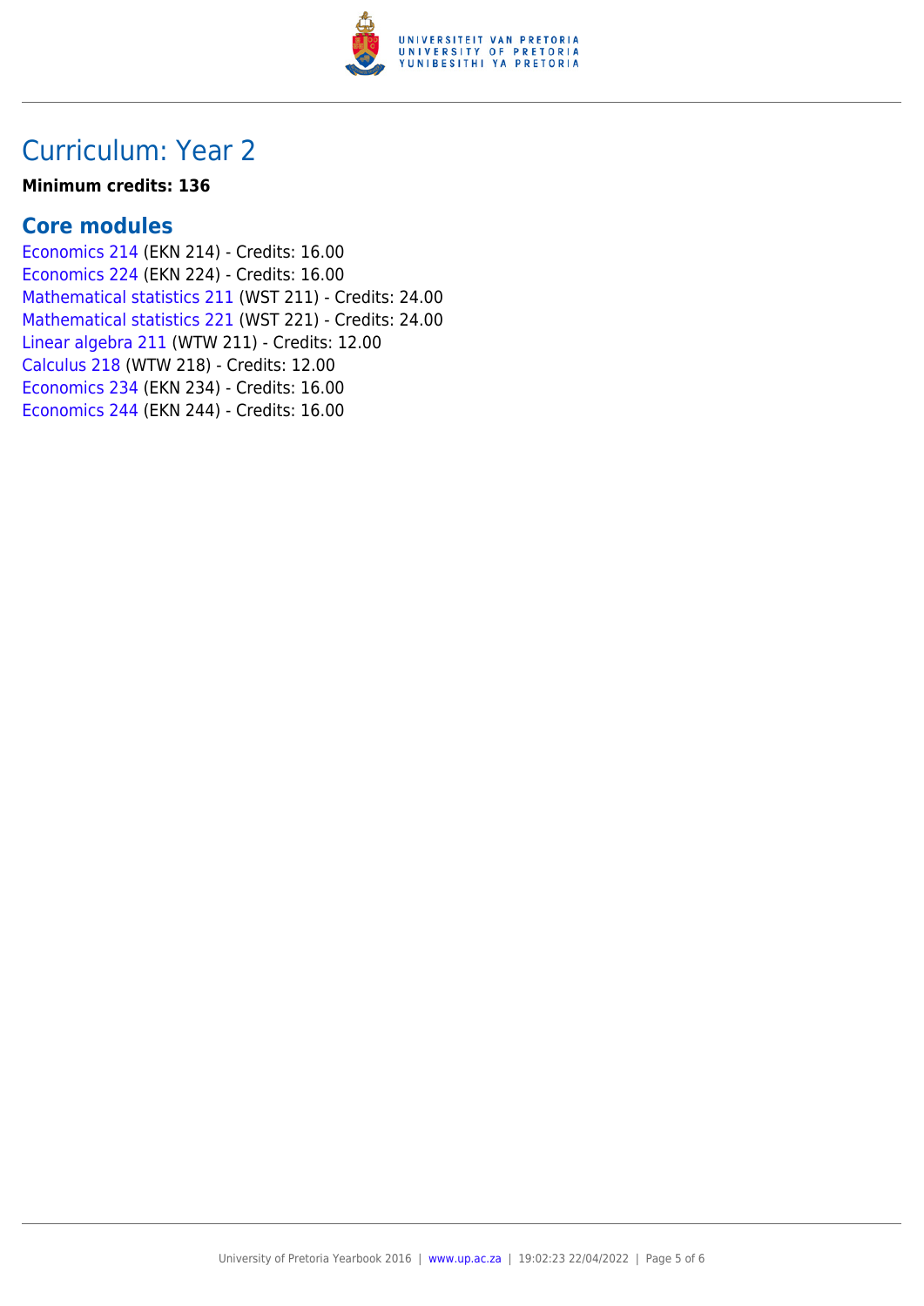# Curriculum: Year 2

**Minimum credits: 136**

## Core modules

Economics 214 (EKN 214) - Credits: 16.00
Economics 224 (EKN 224) - Credits: 16.00
Mathematical statistics 211 (WST 211) - Credits: 24.00
Mathematical statistics 221 (WST 221) - Credits: 24.00
Linear algebra 211 (WTW 211) - Credits: 12.00
Calculus 218 (WTW 218) - Credits: 12.00
Economics 234 (EKN 234) - Credits: 16.00
Economics 244 (EKN 244) - Credits: 16.00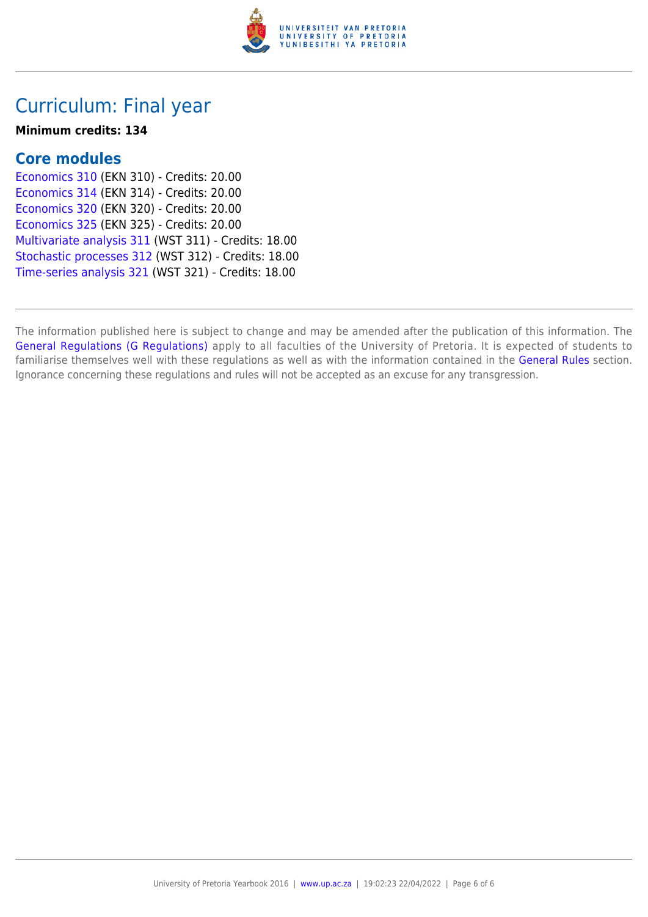# Curriculum: Final year

**Minimum credits: 134**

## Core modules

Economics 310 (EKN 310) - Credits: 20.00
Economics 314 (EKN 314) - Credits: 20.00
Economics 320 (EKN 320) - Credits: 20.00
Economics 325 (EKN 325) - Credits: 20.00
Multivariate analysis 311 (WST 311) - Credits: 18.00
Stochastic processes 312 (WST 312) - Credits: 18.00
Time-series analysis 321 (WST 321) - Credits: 18.00

The information published here is subject to change and may be amended after the publication of this information. The General Regulations (G Regulations) apply to all faculties of the University of Pretoria. It is expected of students to familiarise themselves well with these regulations as well as with the information contained in the General Rules section. Ignorance concerning these regulations and rules will not be accepted as an excuse for any transgression.